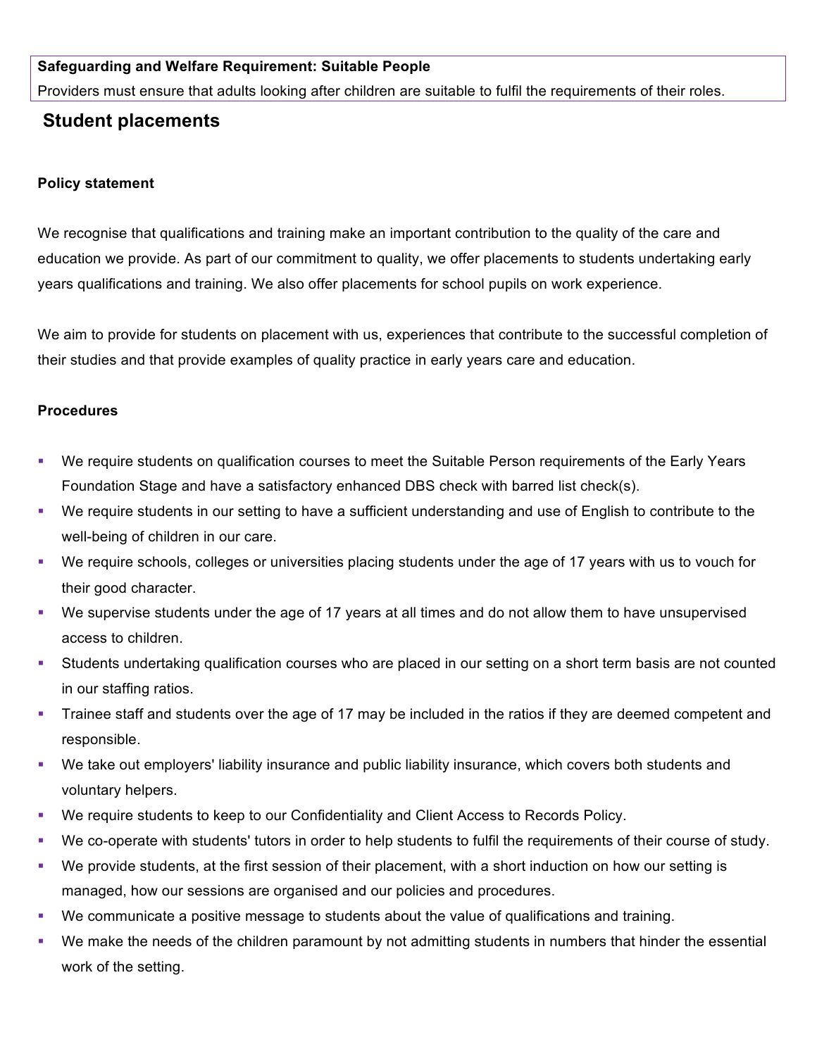**Safeguarding and Welfare Requirement: Suitable People**

Providers must ensure that adults looking after children are suitable to fulfil the requirements of their roles.

## Student placements

### Policy statement

We recognise that qualifications and training make an important contribution to the quality of the care and education we provide. As part of our commitment to quality, we offer placements to students undertaking early years qualifications and training. We also offer placements for school pupils on work experience.

We aim to provide for students on placement with us, experiences that contribute to the successful completion of their studies and that provide examples of quality practice in early years care and education.

### Procedures

- We require students on qualification courses to meet the Suitable Person requirements of the Early Years Foundation Stage and have a satisfactory enhanced DBS check with barred list check(s).
- We require students in our setting to have a sufficient understanding and use of English to contribute to the well-being of children in our care.
- We require schools, colleges or universities placing students under the age of 17 years with us to vouch for their good character.
- We supervise students under the age of 17 years at all times and do not allow them to have unsupervised access to children.
- Students undertaking qualification courses who are placed in our setting on a short term basis are not counted in our staffing ratios.
- Trainee staff and students over the age of 17 may be included in the ratios if they are deemed competent and responsible.
- We take out employers' liability insurance and public liability insurance, which covers both students and voluntary helpers.
- We require students to keep to our Confidentiality and Client Access to Records Policy.
- We co-operate with students' tutors in order to help students to fulfil the requirements of their course of study.
- We provide students, at the first session of their placement, with a short induction on how our setting is managed, how our sessions are organised and our policies and procedures.
- We communicate a positive message to students about the value of qualifications and training.
- We make the needs of the children paramount by not admitting students in numbers that hinder the essential work of the setting.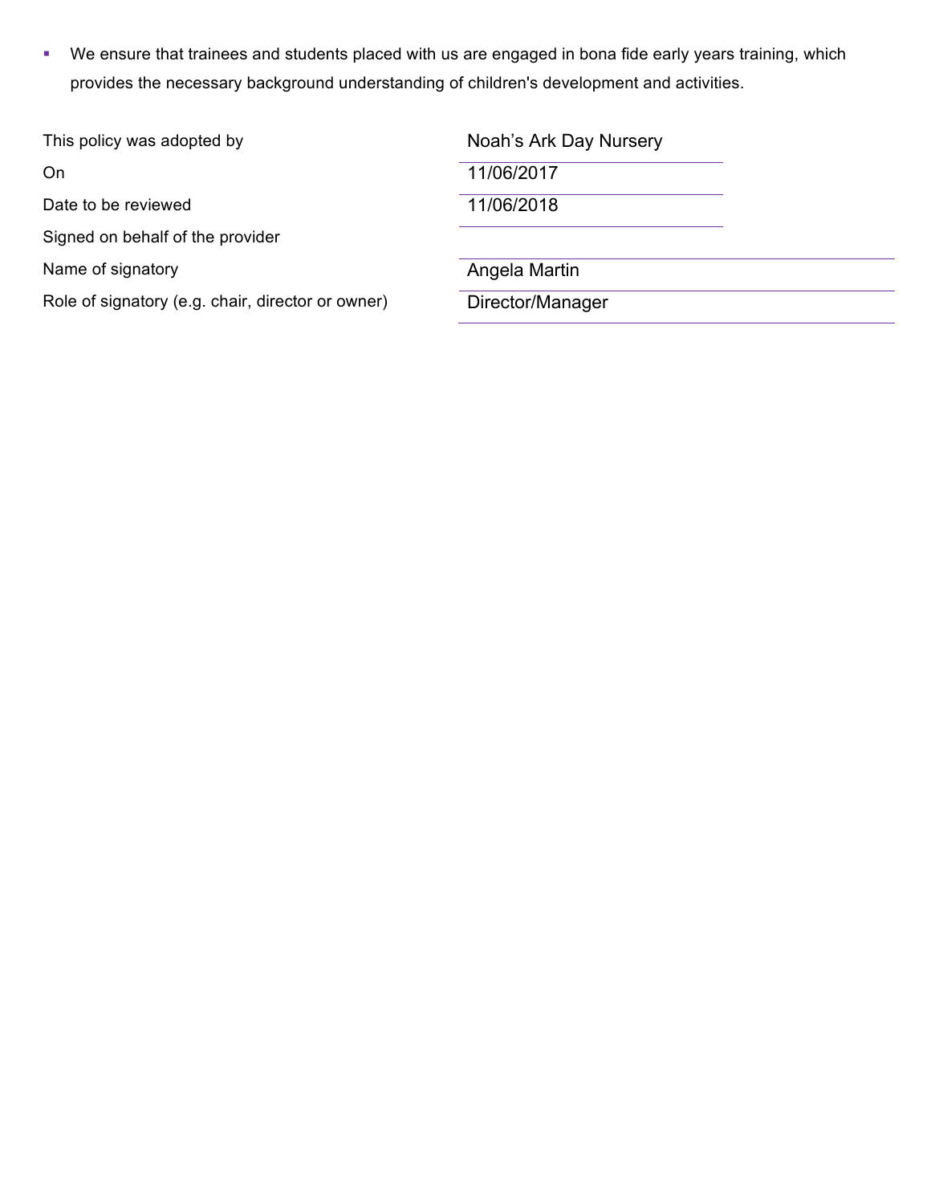- We ensure that trainees and students placed with us are engaged in bona fide early years training, which provides the necessary background understanding of children's development and activities.

| | |
|---|---|
| This policy was adopted by | Noah's Ark Day Nursery |
| On | 11/06/2017 |
| Date to be reviewed | 11/06/2018 |
| Signed on behalf of the provider | |
| Name of signatory | Angela Martin |
| Role of signatory (e.g. chair, director or owner) | Director/Manager |